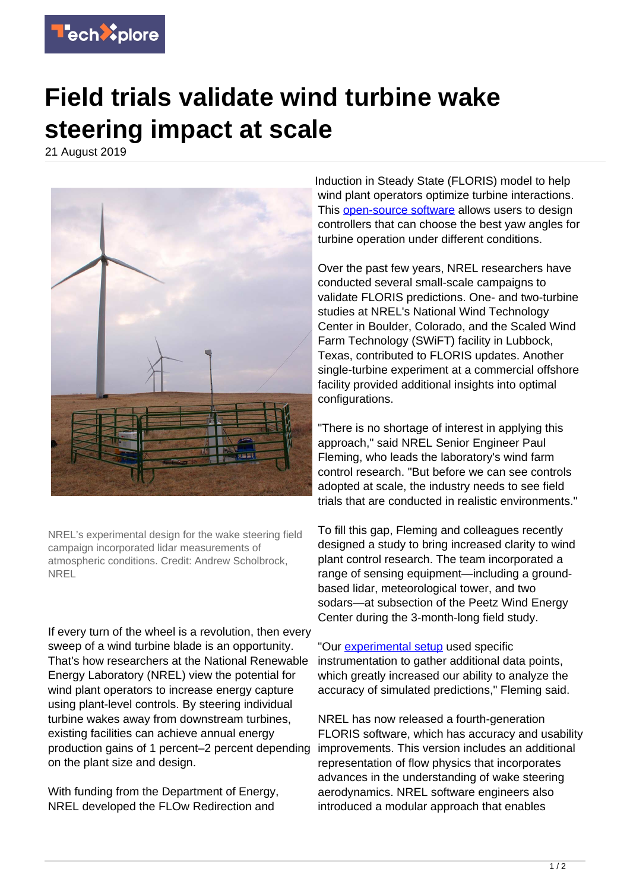# Field trials validate wind turbine wake steering impact at scale

21 August 2019

NREL's experimental design for the wake steering field campaign incorporated lidar measurements of atmospheric conditions. Credit: Andrew Scholbrock, NREL

If every turn of the wheel is a revolution, then every sweep of a wind turbine blade is an opportunity. That's how researchers at the National Renewable Energy Laboratory (NREL) view the potential for wind plant operators to increase energy capture using plant-level controls. By steering individual turbine wakes away from downstream turbines, existing facilities can achieve annual energy production gains of 1 percent–2 percent depending on the plant size and design.

With funding from the Department of Energy, NREL developed the FLOw Redirection and Induction in Steady State (FLORIS) model to help wind plant operators optimize turbine interactions. This open-source software allows users to design controllers that can choose the best yaw angles for turbine operation under different conditions.

Over the past few years, NREL researchers have conducted several small-scale campaigns to validate FLORIS predictions. One- and two-turbine studies at NREL's National Wind Technology Center in Boulder, Colorado, and the Scaled Wind Farm Technology (SWiFT) facility in Lubbock, Texas, contributed to FLORIS updates. Another single-turbine experiment at a commercial offshore facility provided additional insights into optimal configurations.

"There is no shortage of interest in applying this approach," said NREL Senior Engineer Paul Fleming, who leads the laboratory's wind farm control research. "But before we can see controls adopted at scale, the industry needs to see field trials that are conducted in realistic environments."

To fill this gap, Fleming and colleagues recently designed a study to bring increased clarity to wind plant control research. The team incorporated a range of sensing equipment—including a ground-based lidar, meteorological tower, and two sodars—at subsection of the Peetz Wind Energy Center during the 3-month-long field study.

"Our experimental setup used specific instrumentation to gather additional data points, which greatly increased our ability to analyze the accuracy of simulated predictions," Fleming said.

NREL has now released a fourth-generation FLORIS software, which has accuracy and usability improvements. This version includes an additional representation of flow physics that incorporates advances in the understanding of wake steering aerodynamics. NREL software engineers also introduced a modular approach that enables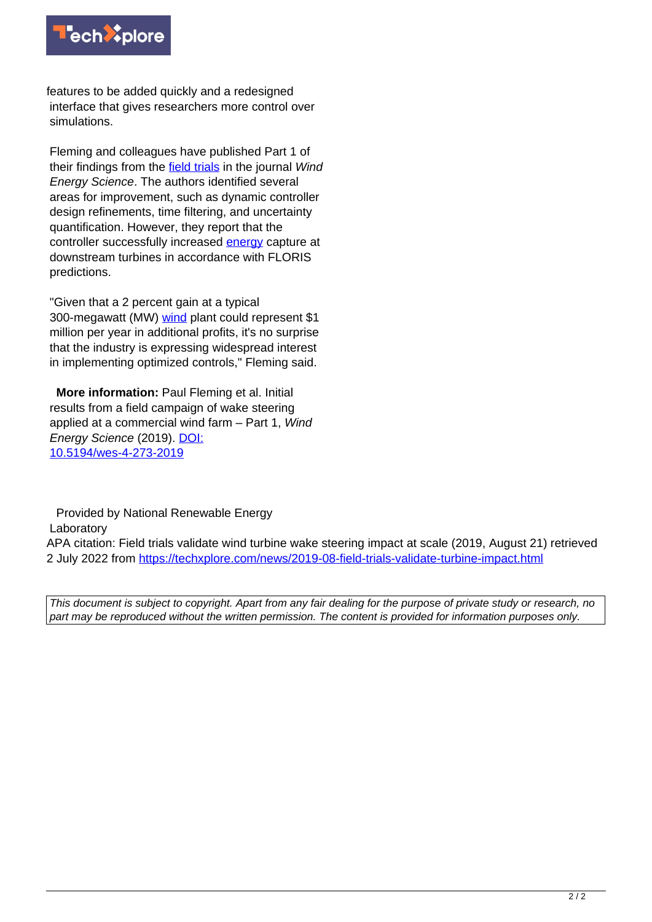features to be added quickly and a redesigned interface that gives researchers more control over simulations.

Fleming and colleagues have published Part 1 of their findings from the field trials in the journal *Wind Energy Science*. The authors identified several areas for improvement, such as dynamic controller design refinements, time filtering, and uncertainty quantification. However, they report that the controller successfully increased energy capture at downstream turbines in accordance with FLORIS predictions.

"Given that a 2 percent gain at a typical 300-megawatt (MW) wind plant could represent $1 million per year in additional profits, it's no surprise that the industry is expressing widespread interest in implementing optimized controls," Fleming said.

**More information:** Paul Fleming et al. Initial results from a field campaign of wake steering applied at a commercial wind farm – Part 1, *Wind Energy Science* (2019). DOI: 10.5194/wes-4-273-2019

Provided by National Renewable Energy Laboratory

APA citation: Field trials validate wind turbine wake steering impact at scale (2019, August 21) retrieved 2 July 2022 from https://techxplore.com/news/2019-08-field-trials-validate-turbine-impact.html

*This document is subject to copyright. Apart from any fair dealing for the purpose of private study or research, no part may be reproduced without the written permission. The content is provided for information purposes only.*